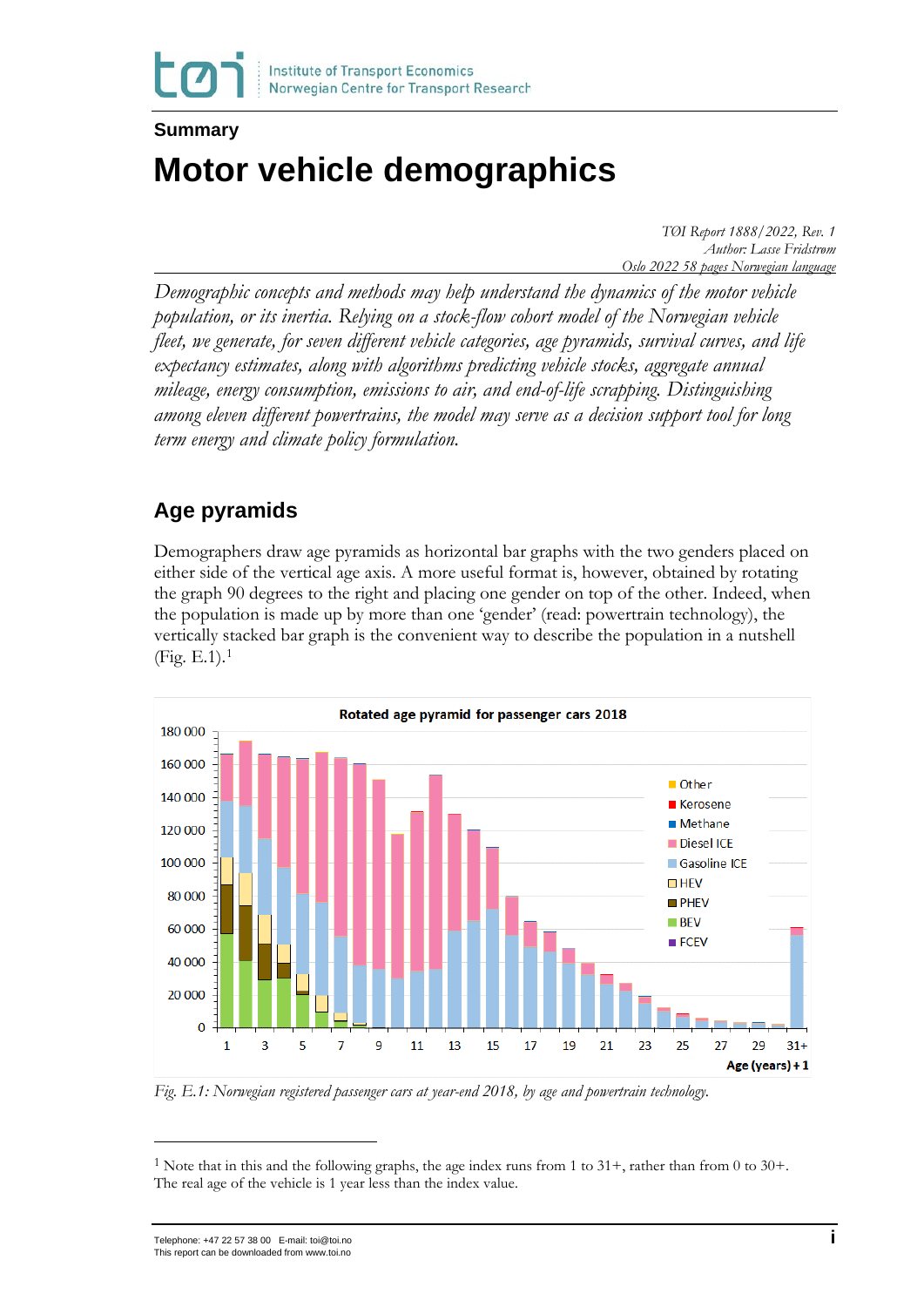Summary

# Motor vehicle demographics

*TØI Report 1888/2022, Rev. 1*
*Author: Lasse Fridstrøm*
*Oslo 2022 58 pages Norwegian language*

*Demographic concepts and methods may help understand the dynamics of the motor vehicle population, or its inertia. Relying on a stock-flow cohort model of the Norwegian vehicle fleet, we generate, for seven different vehicle categories, age pyramids, survival curves, and life expectancy estimates, along with algorithms predicting vehicle stocks, aggregate annual mileage, energy consumption, emissions to air, and end-of-life scrapping. Distinguishing among eleven different powertrains, the model may serve as a decision support tool for long term energy and climate policy formulation.*

## Age pyramids

Demographers draw age pyramids as horizontal bar graphs with the two genders placed on either side of the vertical age axis. A more useful format is, however, obtained by rotating the graph 90 degrees to the right and placing one gender on top of the other. Indeed, when the population is made up by more than one 'gender' (read: powertrain technology), the vertically stacked bar graph is the convenient way to describe the population in a nutshell (Fig. E.1).[1]

*Fig. E.1: Norwegian registered passenger cars at year-end 2018, by age and powertrain technology.*

[1] Note that in this and the following graphs, the age index runs from 1 to 31+, rather than from 0 to 30+. The real age of the vehicle is 1 year less than the index value.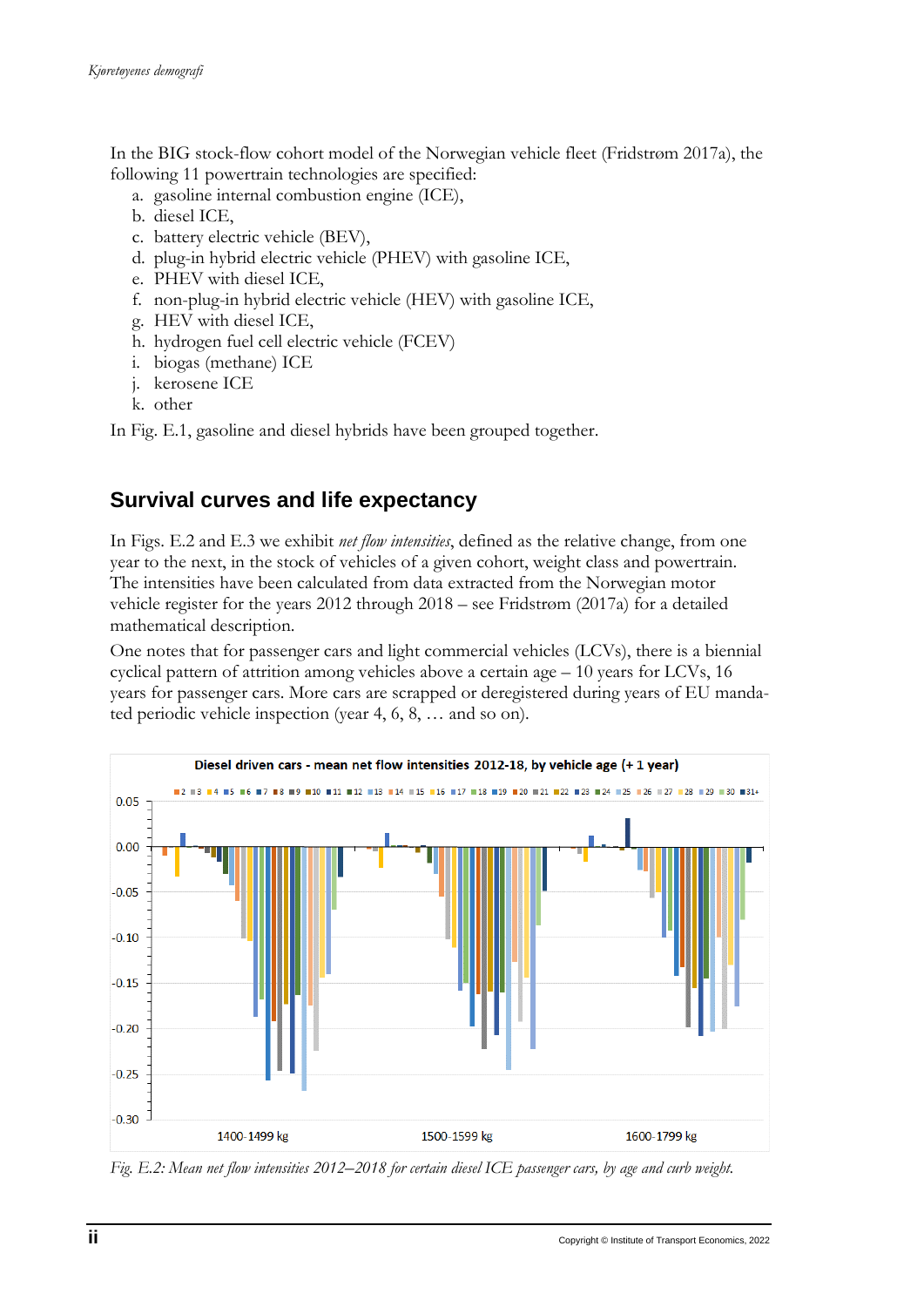In the BIG stock-flow cohort model of the Norwegian vehicle fleet (Fridstrøm 2017a), the following 11 powertrain technologies are specified:

a. gasoline internal combustion engine (ICE),
b. diesel ICE,
c. battery electric vehicle (BEV),
d. plug-in hybrid electric vehicle (PHEV) with gasoline ICE,
e. PHEV with diesel ICE,
f. non-plug-in hybrid electric vehicle (HEV) with gasoline ICE,
g. HEV with diesel ICE,
h. hydrogen fuel cell electric vehicle (FCEV)
i. biogas (methane) ICE
j. kerosene ICE
k. other

In Fig. E.1, gasoline and diesel hybrids have been grouped together.

## Survival curves and life expectancy

In Figs. E.2 and E.3 we exhibit *net flow intensities*, defined as the relative change, from one year to the next, in the stock of vehicles of a given cohort, weight class and powertrain. The intensities have been calculated from data extracted from the Norwegian motor vehicle register for the years 2012 through 2018 – see Fridstrøm (2017a) for a detailed mathematical description.

One notes that for passenger cars and light commercial vehicles (LCVs), there is a biennial cyclical pattern of attrition among vehicles above a certain age – 10 years for LCVs, 16 years for passenger cars. More cars are scrapped or deregistered during years of EU mandated periodic vehicle inspection (year 4, 6, 8, … and so on).

*Fig. E.2: Mean net flow intensities 2012–2018 for certain diesel ICE passenger cars, by age and curb weight.*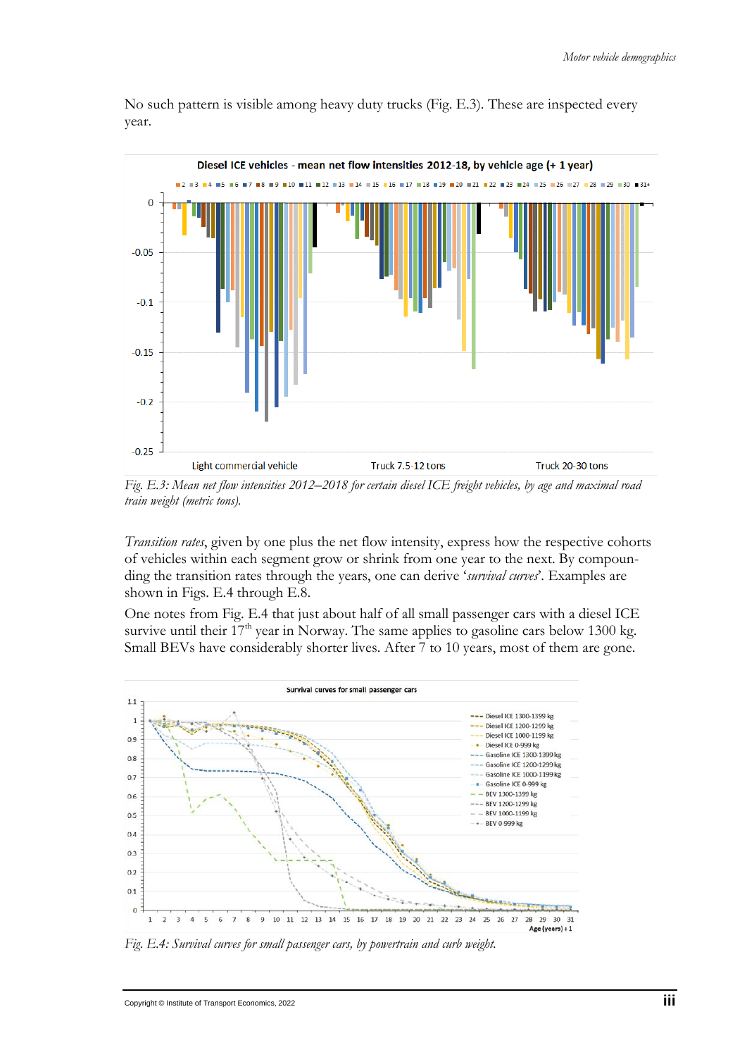No such pattern is visible among heavy duty trucks (Fig. E.3). These are inspected every year.

*Fig. E.3: Mean net flow intensities 2012–2018 for certain diesel ICE freight vehicles, by age and maximal road train weight (metric tons).*

*Transition rates*, given by one plus the net flow intensity, express how the respective cohorts of vehicles within each segment grow or shrink from one year to the next. By compounding the transition rates through the years, one can derive '*survival curves*'. Examples are shown in Figs. E.4 through E.8.

One notes from Fig. E.4 that just about half of all small passenger cars with a diesel ICE survive until their 17th year in Norway. The same applies to gasoline cars below 1300 kg. Small BEVs have considerably shorter lives. After 7 to 10 years, most of them are gone.

*Fig. E.4: Survival curves for small passenger cars, by powertrain and curb weight.*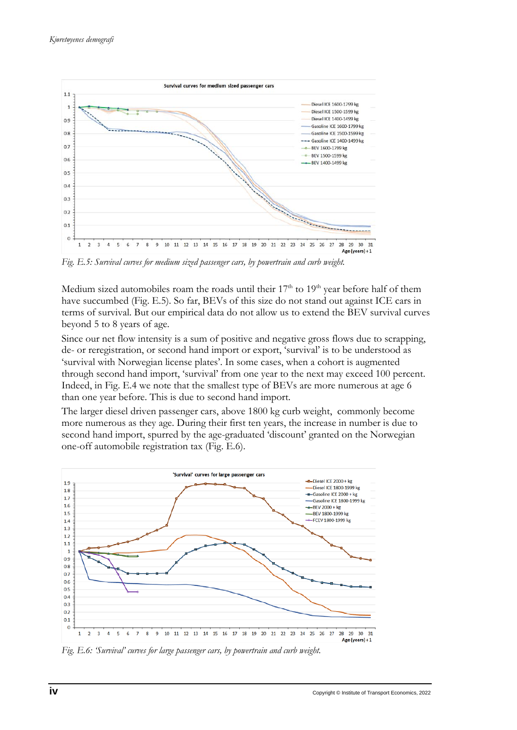*Fig. E.5: Survival curves for medium sized passenger cars, by powertrain and curb weight.*

Medium sized automobiles roam the roads until their 17th to 19th year before half of them have succumbed (Fig. E.5). So far, BEVs of this size do not stand out against ICE cars in terms of survival. But our empirical data do not allow us to extend the BEV survival curves beyond 5 to 8 years of age.

Since our net flow intensity is a sum of positive and negative gross flows due to scrapping, de- or reregistration, or second hand import or export, 'survival' is to be understood as 'survival with Norwegian license plates'. In some cases, when a cohort is augmented through second hand import, 'survival' from one year to the next may exceed 100 percent. Indeed, in Fig. E.4 we note that the smallest type of BEVs are more numerous at age 6 than one year before. This is due to second hand import.

The larger diesel driven passenger cars, above 1800 kg curb weight, commonly become more numerous as they age. During their first ten years, the increase in number is due to second hand import, spurred by the age-graduated 'discount' granted on the Norwegian one-off automobile registration tax (Fig. E.6).

*Fig. E.6: 'Survival' curves for large passenger cars, by powertrain and curb weight.*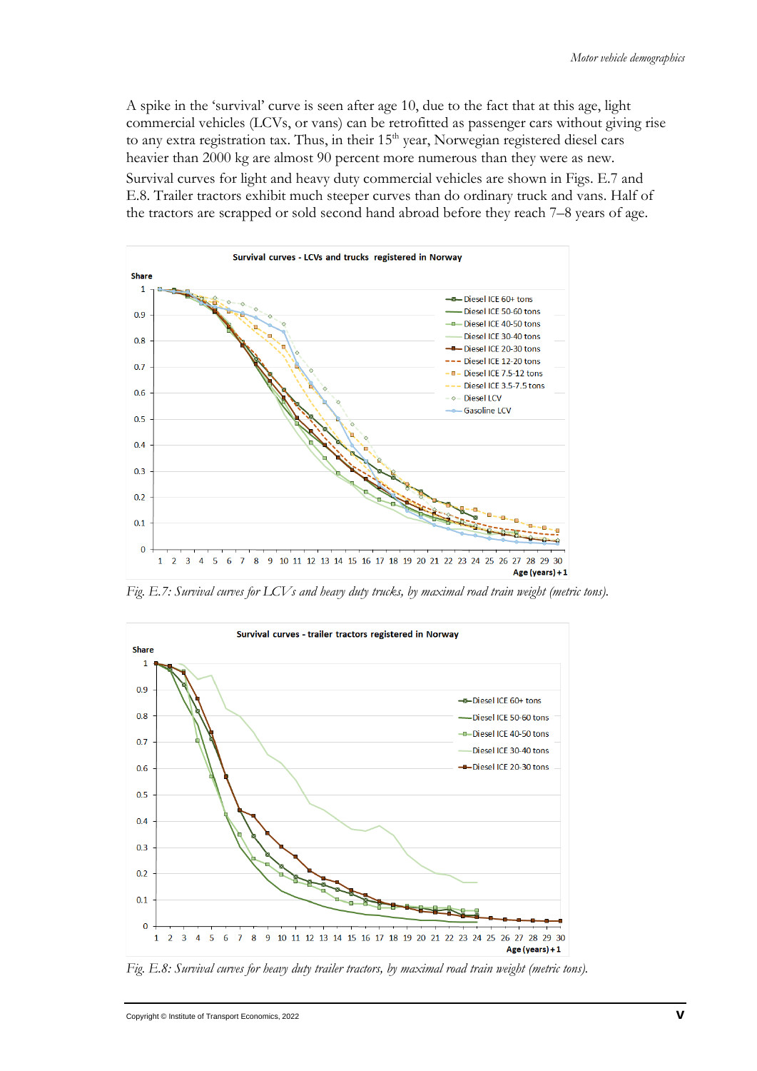A spike in the 'survival' curve is seen after age 10, due to the fact that at this age, light commercial vehicles (LCVs, or vans) can be retrofitted as passenger cars without giving rise to any extra registration tax. Thus, in their 15th year, Norwegian registered diesel cars heavier than 2000 kg are almost 90 percent more numerous than they were as new.

Survival curves for light and heavy duty commercial vehicles are shown in Figs. E.7 and E.8. Trailer tractors exhibit much steeper curves than do ordinary truck and vans. Half of the tractors are scrapped or sold second hand abroad before they reach 7–8 years of age.

*Fig. E.7: Survival curves for LCVs and heavy duty trucks, by maximal road train weight (metric tons).*

*Fig. E.8: Survival curves for heavy duty trailer tractors, by maximal road train weight (metric tons).*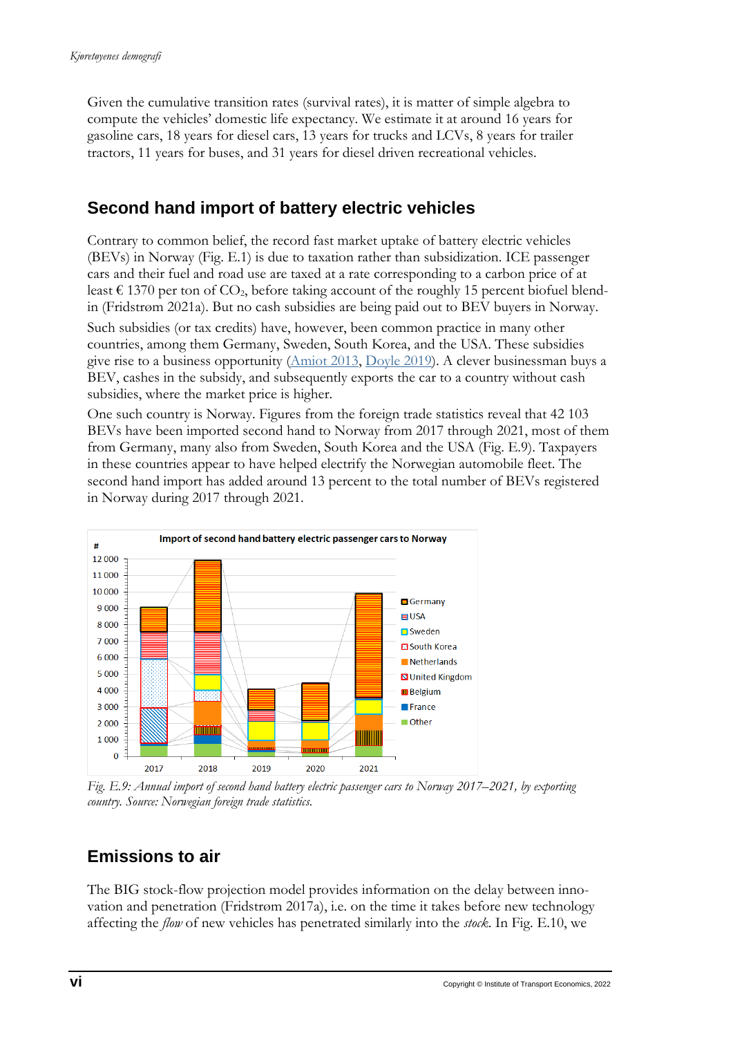Given the cumulative transition rates (survival rates), it is matter of simple algebra to compute the vehicles' domestic life expectancy. We estimate it at around 16 years for gasoline cars, 18 years for diesel cars, 13 years for trucks and LCVs, 8 years for trailer tractors, 11 years for buses, and 31 years for diesel driven recreational vehicles.

## Second hand import of battery electric vehicles

Contrary to common belief, the record fast market uptake of battery electric vehicles (BEVs) in Norway (Fig. E.1) is due to taxation rather than subsidization. ICE passenger cars and their fuel and road use are taxed at a rate corresponding to a carbon price of at least € 1370 per ton of $CO_2$, before taking account of the roughly 15 percent biofuel blend-in (Fridstrøm 2021a). But no cash subsidies are being paid out to BEV buyers in Norway.

Such subsidies (or tax credits) have, however, been common practice in many other countries, among them Germany, Sweden, South Korea, and the USA. These subsidies give rise to a business opportunity (Amiot 2013, Doyle 2019). A clever businessman buys a BEV, cashes in the subsidy, and subsequently exports the car to a country without cash subsidies, where the market price is higher.

One such country is Norway. Figures from the foreign trade statistics reveal that 42 103 BEVs have been imported second hand to Norway from 2017 through 2021, most of them from Germany, many also from Sweden, South Korea and the USA (Fig. E.9). Taxpayers in these countries appear to have helped electrify the Norwegian automobile fleet. The second hand import has added around 13 percent to the total number of BEVs registered in Norway during 2017 through 2021.

*Fig. E.9: Annual import of second hand battery electric passenger cars to Norway 2017–2021, by exporting country. Source: Norwegian foreign trade statistics.*

## Emissions to air

The BIG stock-flow projection model provides information on the delay between innovation and penetration (Fridstrøm 2017a), i.e. on the time it takes before new technology affecting the *flow* of new vehicles has penetrated similarly into the *stock*. In Fig. E.10, we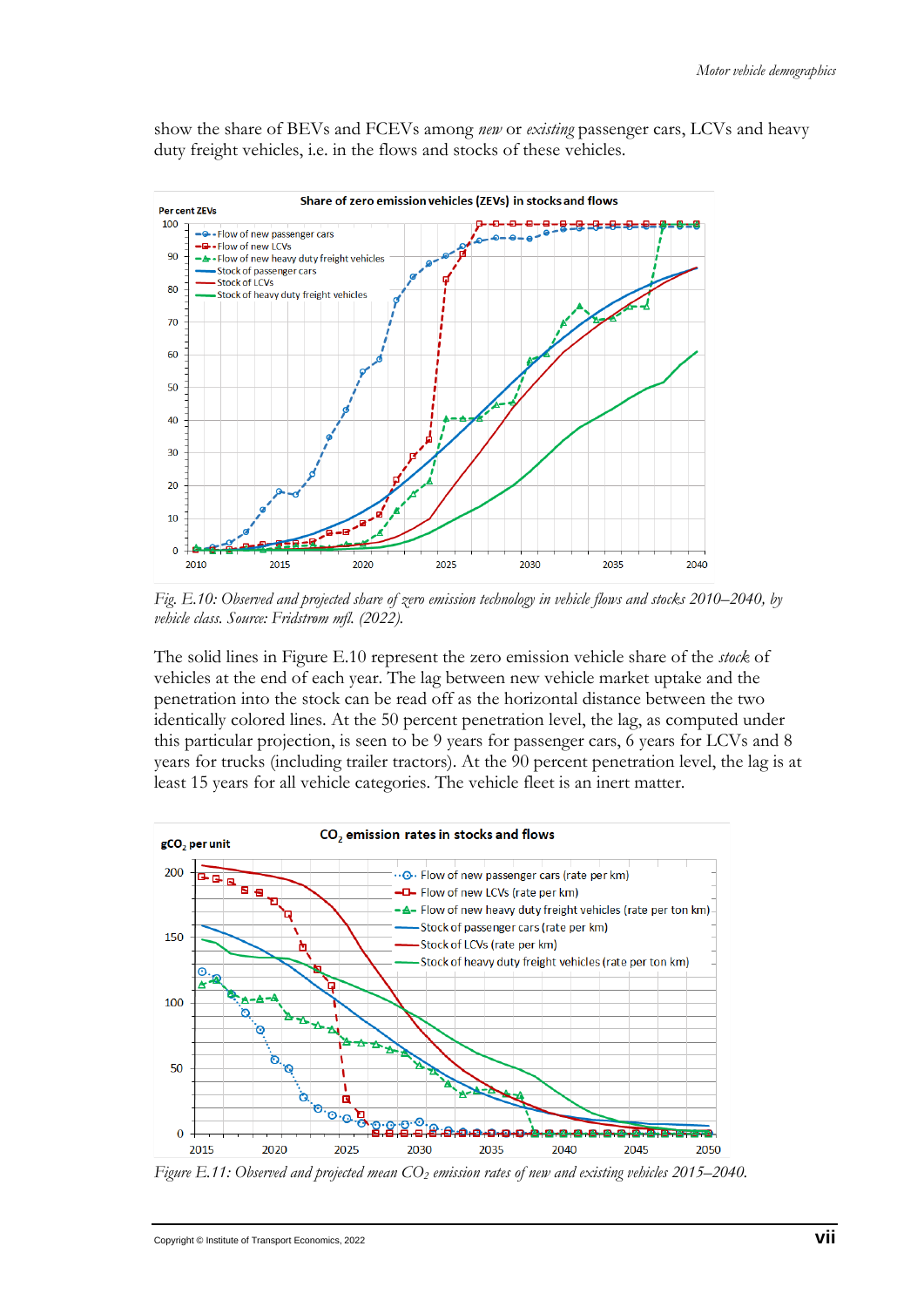show the share of BEVs and FCEVs among *new* or *existing* passenger cars, LCVs and heavy duty freight vehicles, i.e. in the flows and stocks of these vehicles.

*Fig. E.10: Observed and projected share of zero emission technology in vehicle flows and stocks 2010–2040, by vehicle class. Source: Fridstrøm mfl. (2022).*

The solid lines in Figure E.10 represent the zero emission vehicle share of the *stock* of vehicles at the end of each year. The lag between new vehicle market uptake and the penetration into the stock can be read off as the horizontal distance between the two identically colored lines. At the 50 percent penetration level, the lag, as computed under this particular projection, is seen to be 9 years for passenger cars, 6 years for LCVs and 8 years for trucks (including trailer tractors). At the 90 percent penetration level, the lag is at least 15 years for all vehicle categories. The vehicle fleet is an inert matter.

*Figure E.11: Observed and projected mean $CO_2$ emission rates of new and existing vehicles 2015–2040.*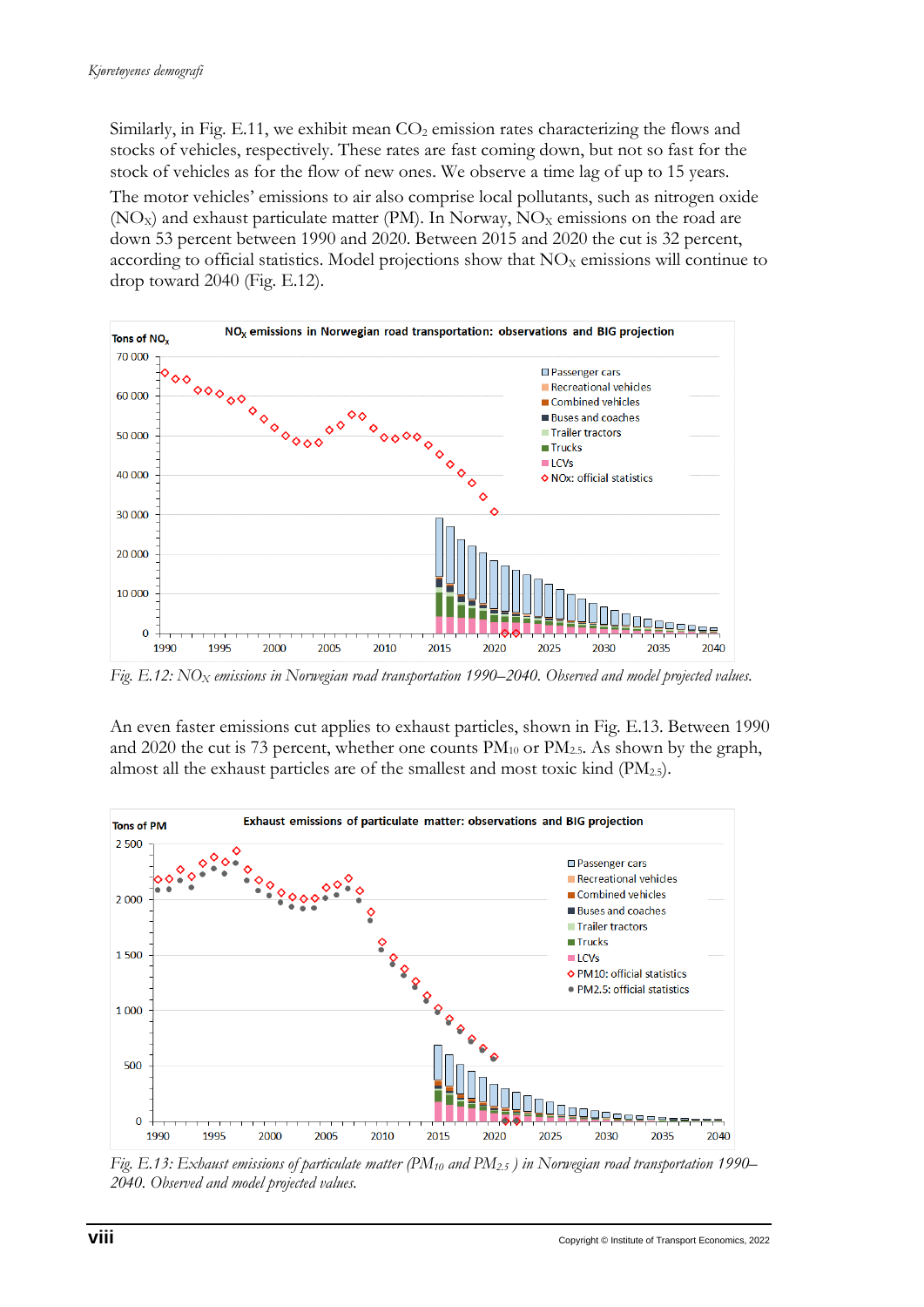Similarly, in Fig. E.11, we exhibit mean $CO_2$ emission rates characterizing the flows and stocks of vehicles, respectively. These rates are fast coming down, but not so fast for the stock of vehicles as for the flow of new ones. We observe a time lag of up to 15 years.

The motor vehicles' emissions to air also comprise local pollutants, such as nitrogen oxide ($NO_X$) and exhaust particulate matter (PM). In Norway, $NO_X$ emissions on the road are down 53 percent between 1990 and 2020. Between 2015 and 2020 the cut is 32 percent, according to official statistics. Model projections show that $NO_X$ emissions will continue to drop toward 2040 (Fig. E.12).

*Fig. E.12: $NO_X$ emissions in Norwegian road transportation 1990–2040. Observed and model projected values.*

An even faster emissions cut applies to exhaust particles, shown in Fig. E.13. Between 1990 and 2020 the cut is 73 percent, whether one counts $PM_{10}$ or $PM_{2.5}$. As shown by the graph, almost all the exhaust particles are of the smallest and most toxic kind ($PM_{2.5}$).

*Fig. E.13: Exhaust emissions of particulate matter ($PM_{10}$ and $PM_{2.5}$) in Norwegian road transportation 1990–2040. Observed and model projected values.*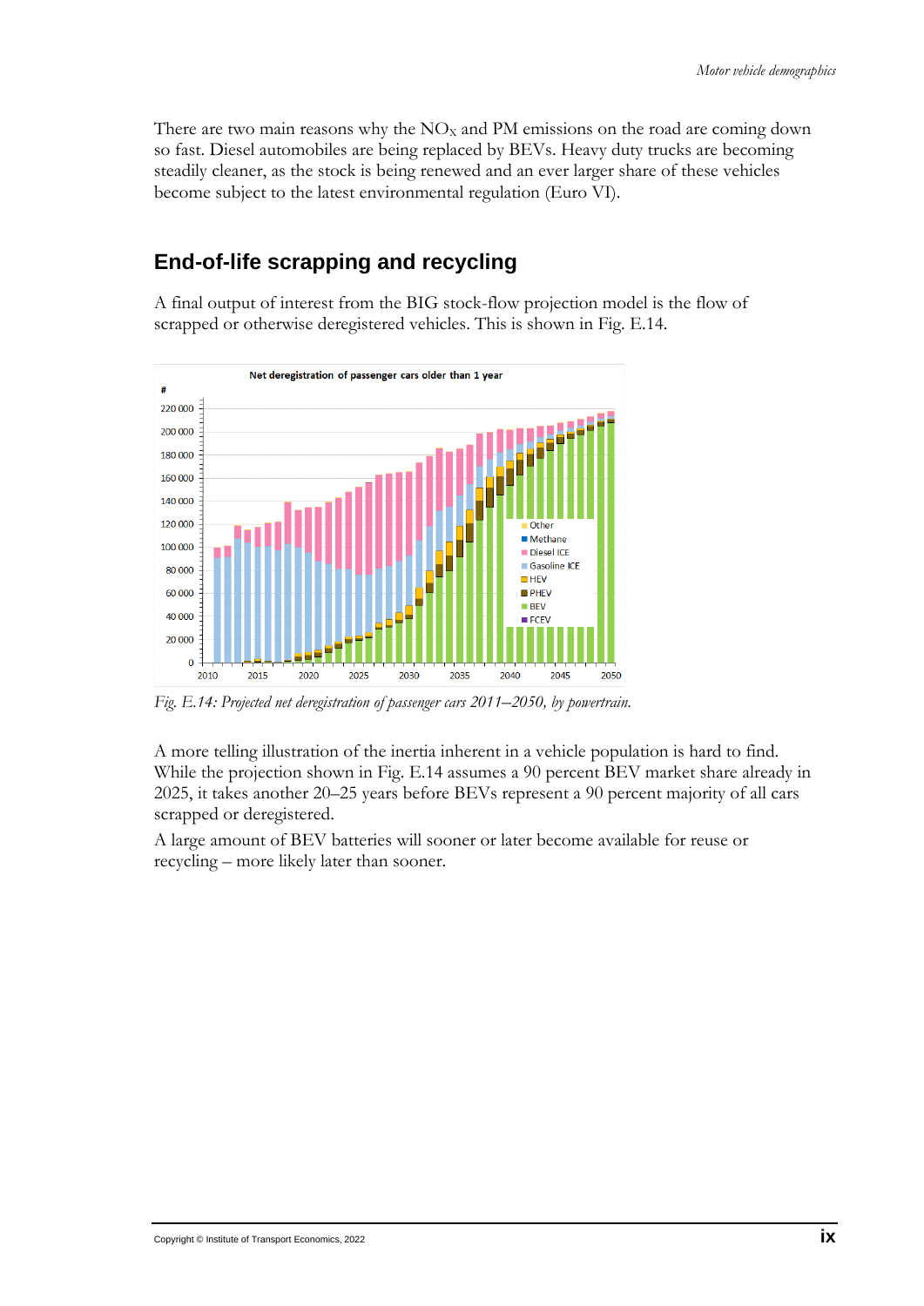There are two main reasons why the $NO_X$ and PM emissions on the road are coming down so fast. Diesel automobiles are being replaced by BEVs. Heavy duty trucks are becoming steadily cleaner, as the stock is being renewed and an ever larger share of these vehicles become subject to the latest environmental regulation (Euro VI).

## End-of-life scrapping and recycling

A final output of interest from the BIG stock-flow projection model is the flow of scrapped or otherwise deregistered vehicles. This is shown in Fig. E.14.

Net deregistration of passenger cars older than 1 year

#

220 000
200 000
180 000
160 000
140 000
120 000
100 000
80 000
60 000
40 000
20 000
0

2010
2015
2020
2025
2030
2035
2040
2045
2050

Other
Methane
Diesel ICE
Gasoline ICE
HEV
PHEV
BEV
FCEV

*Fig. E.14: Projected net deregistration of passenger cars 2011–2050, by powertrain.*

A more telling illustration of the inertia inherent in a vehicle population is hard to find. While the projection shown in Fig. E.14 assumes a 90 percent BEV market share already in 2025, it takes another 20–25 years before BEVs represent a 90 percent majority of all cars scrapped or deregistered.

A large amount of BEV batteries will sooner or later become available for reuse or recycling – more likely later than sooner.